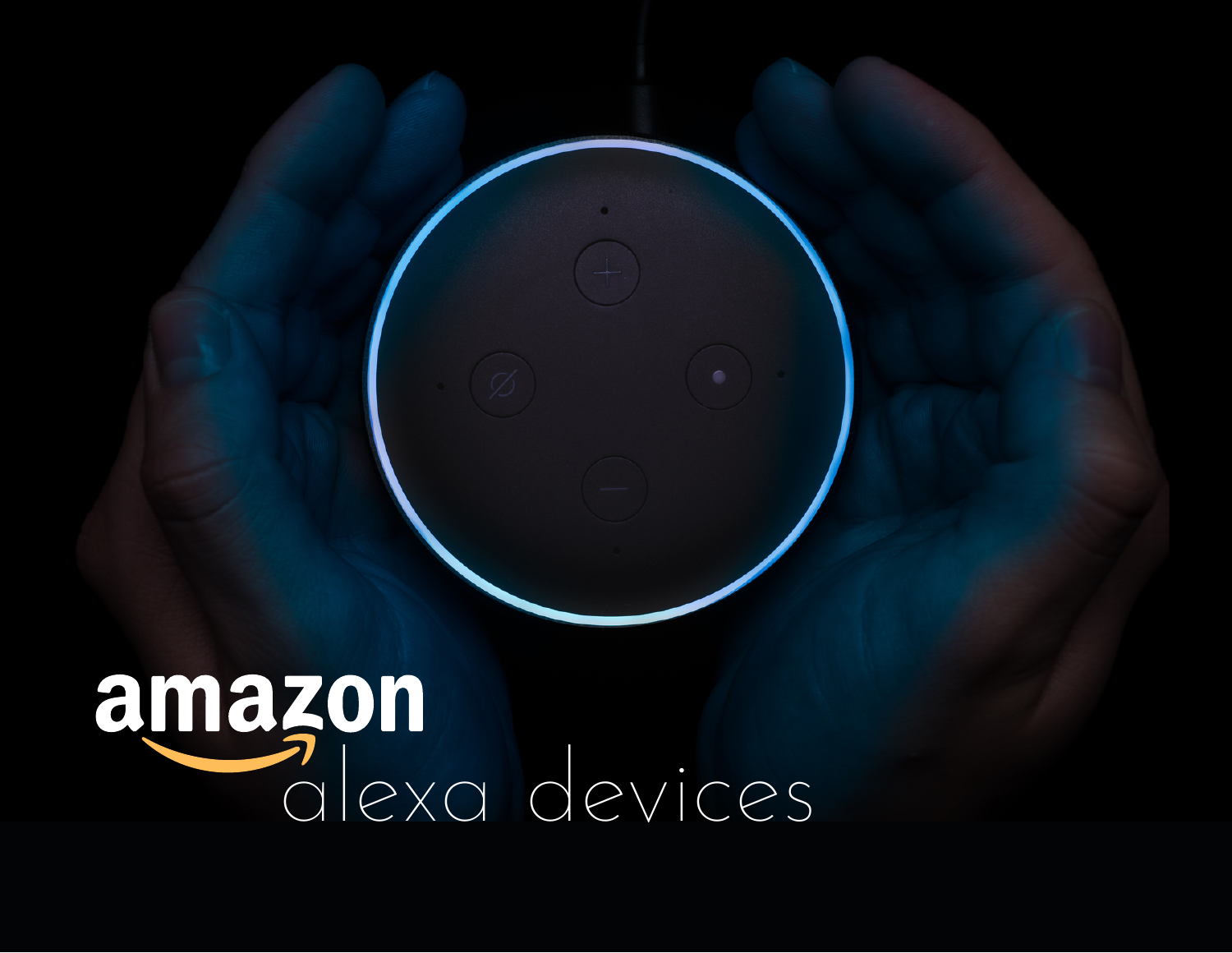# amazon alexa devices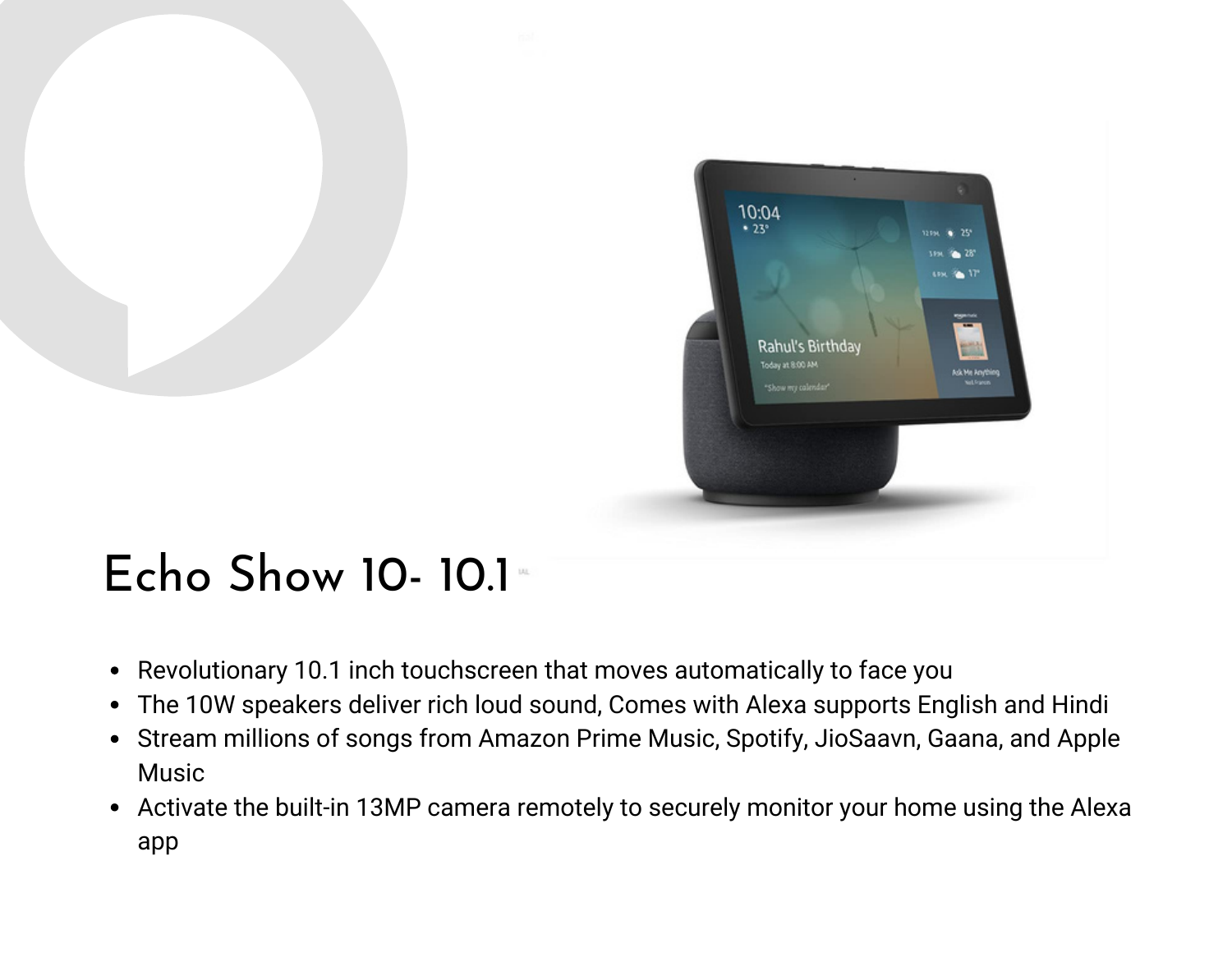# Echo Show 10- 10.1

- Revolutionary 10.1 inch touchscreen that moves automatically to face you
- The 10W speakers deliver rich loud sound, Comes with Alexa supports English and Hindi
- Stream millions of songs from Amazon Prime Music, Spotify, JioSaavn, Gaana, and Apple Music
- Activate the built-in 13MP camera remotely to securely monitor your home using the Alexa app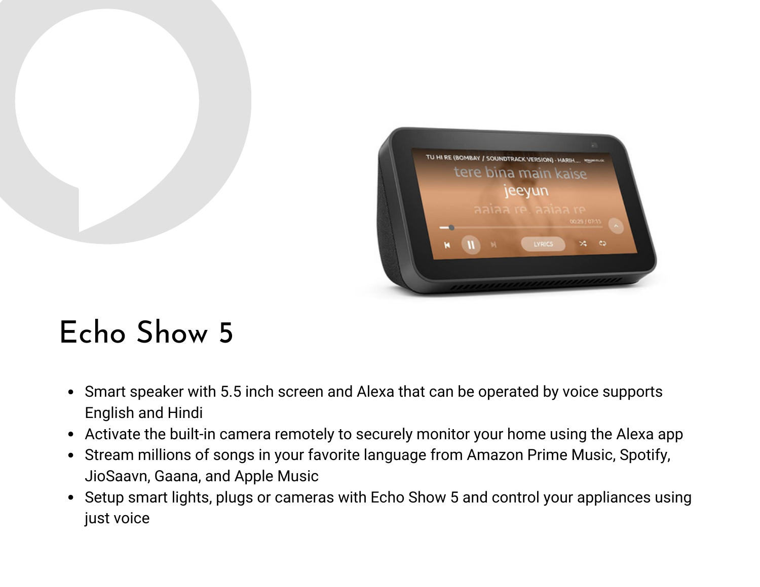# Echo Show 5

- Smart speaker with 5.5 inch screen and Alexa that can be operated by voice supports English and Hindi
- Activate the built-in camera remotely to securely monitor your home using the Alexa app
- Stream millions of songs in your favorite language from Amazon Prime Music, Spotify, JioSaavn, Gaana, and Apple Music
- Setup smart lights, plugs or cameras with Echo Show 5 and control your appliances using just voice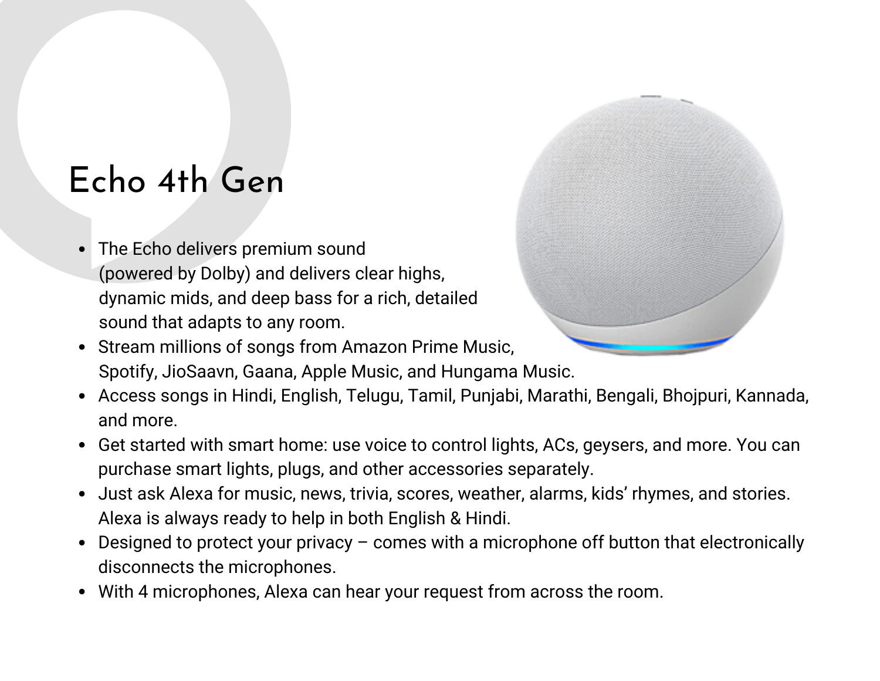# Echo 4th Gen

- The Echo delivers premium sound (powered by Dolby) and delivers clear highs, dynamic mids, and deep bass for a rich, detailed sound that adapts to any room.
- Stream millions of songs from Amazon Prime Music, Spotify, JioSaavn, Gaana, Apple Music, and Hungama Music.
- Access songs in Hindi, English, Telugu, Tamil, Punjabi, Marathi, Bengali, Bhojpuri, Kannada, and more.
- Get started with smart home: use voice to control lights, ACs, geysers, and more. You can purchase smart lights, plugs, and other accessories separately.
- Just ask Alexa for music, news, trivia, scores, weather, alarms, kids' rhymes, and stories. Alexa is always ready to help in both English & Hindi.
- Designed to protect your privacy – comes with a microphone off button that electronically disconnects the microphones.
- With 4 microphones, Alexa can hear your request from across the room.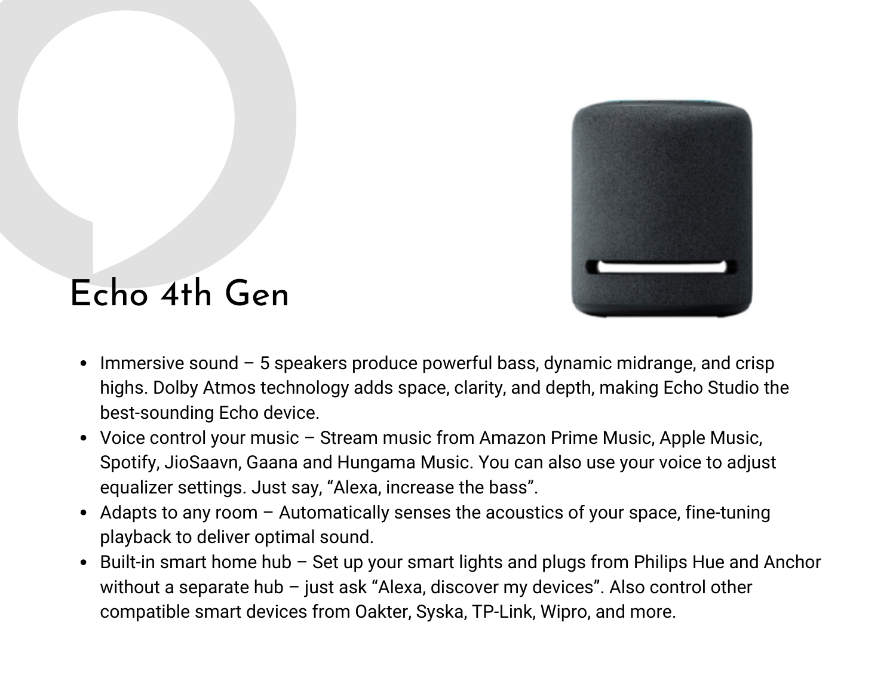# Echo 4th Gen

- Immersive sound – 5 speakers produce powerful bass, dynamic midrange, and crisp highs. Dolby Atmos technology adds space, clarity, and depth, making Echo Studio the best-sounding Echo device.
- Voice control your music – Stream music from Amazon Prime Music, Apple Music, Spotify, JioSaavn, Gaana and Hungama Music. You can also use your voice to adjust equalizer settings. Just say, “Alexa, increase the bass”.
- Adapts to any room – Automatically senses the acoustics of your space, fine-tuning playback to deliver optimal sound.
- Built-in smart home hub – Set up your smart lights and plugs from Philips Hue and Anchor without a separate hub – just ask “Alexa, discover my devices”. Also control other compatible smart devices from Oakter, Syska, TP-Link, Wipro, and more.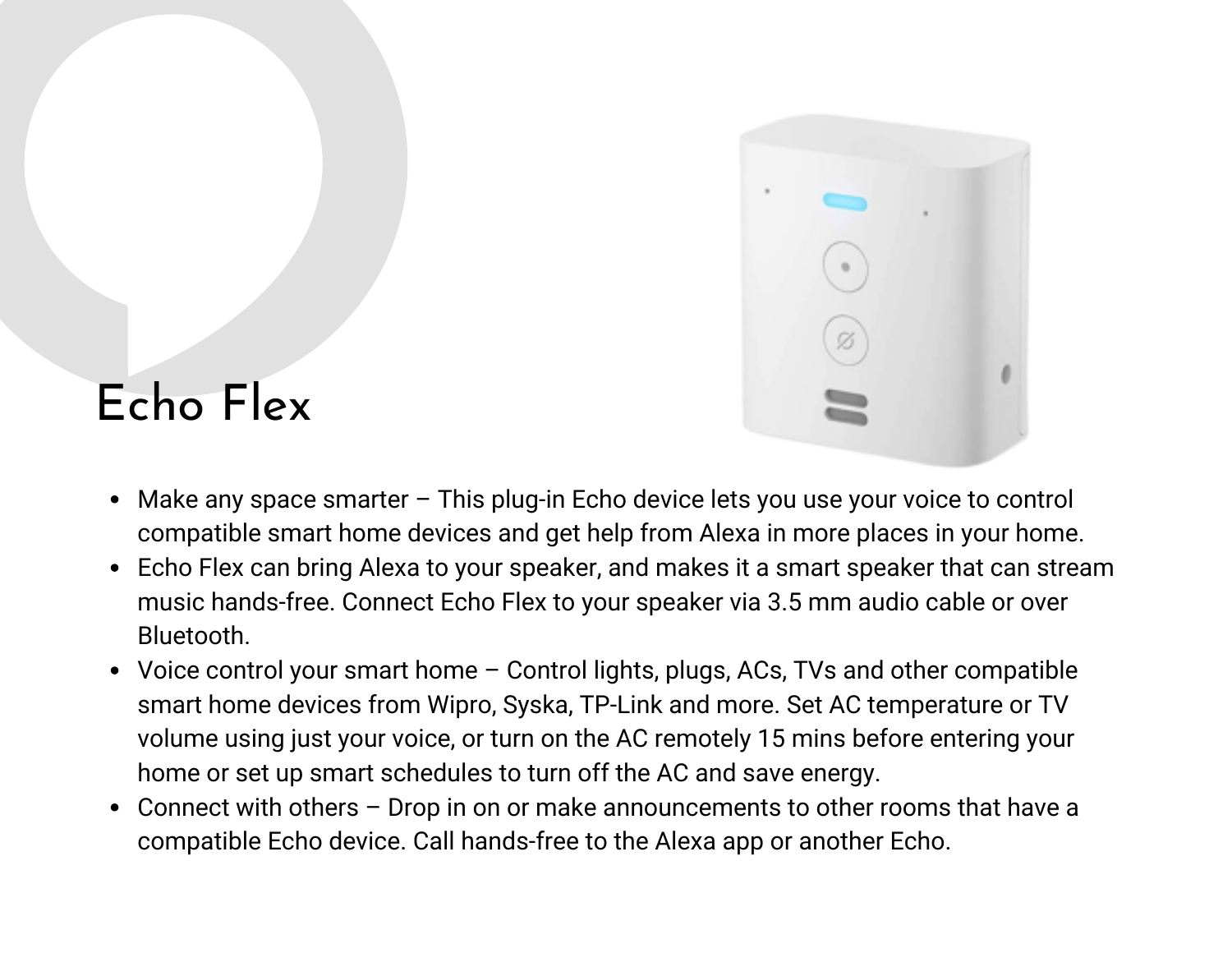# Echo Flex

- Make any space smarter – This plug-in Echo device lets you use your voice to control compatible smart home devices and get help from Alexa in more places in your home.
- Echo Flex can bring Alexa to your speaker, and makes it a smart speaker that can stream music hands-free. Connect Echo Flex to your speaker via 3.5 mm audio cable or over Bluetooth.
- Voice control your smart home – Control lights, plugs, ACs, TVs and other compatible smart home devices from Wipro, Syska, TP-Link and more. Set AC temperature or TV volume using just your voice, or turn on the AC remotely 15 mins before entering your home or set up smart schedules to turn off the AC and save energy.
- Connect with others – Drop in on or make announcements to other rooms that have a compatible Echo device. Call hands-free to the Alexa app or another Echo.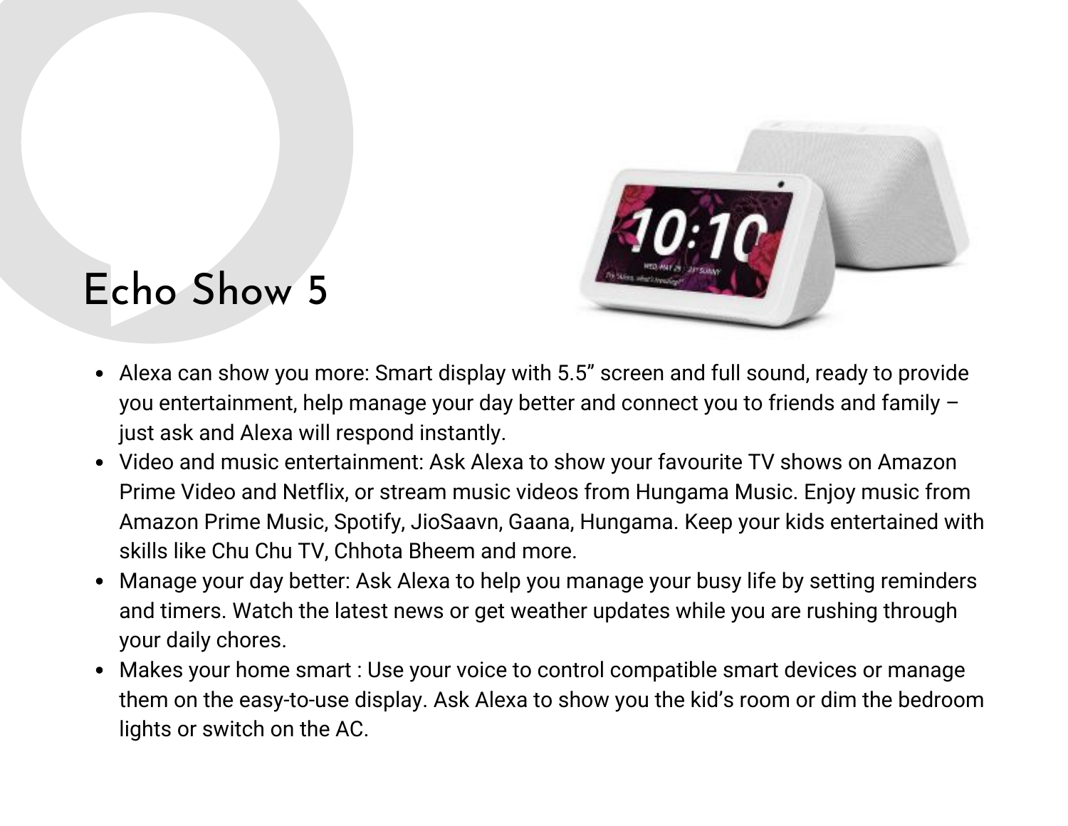# Echo Show 5

- Alexa can show you more: Smart display with 5.5” screen and full sound, ready to provide you entertainment, help manage your day better and connect you to friends and family – just ask and Alexa will respond instantly.
- Video and music entertainment: Ask Alexa to show your favourite TV shows on Amazon Prime Video and Netflix, or stream music videos from Hungama Music. Enjoy music from Amazon Prime Music, Spotify, JioSaavn, Gaana, Hungama. Keep your kids entertained with skills like Chu Chu TV, Chhota Bheem and more.
- Manage your day better: Ask Alexa to help you manage your busy life by setting reminders and timers. Watch the latest news or get weather updates while you are rushing through your daily chores.
- Makes your home smart : Use your voice to control compatible smart devices or manage them on the easy-to-use display. Ask Alexa to show you the kid’s room or dim the bedroom lights or switch on the AC.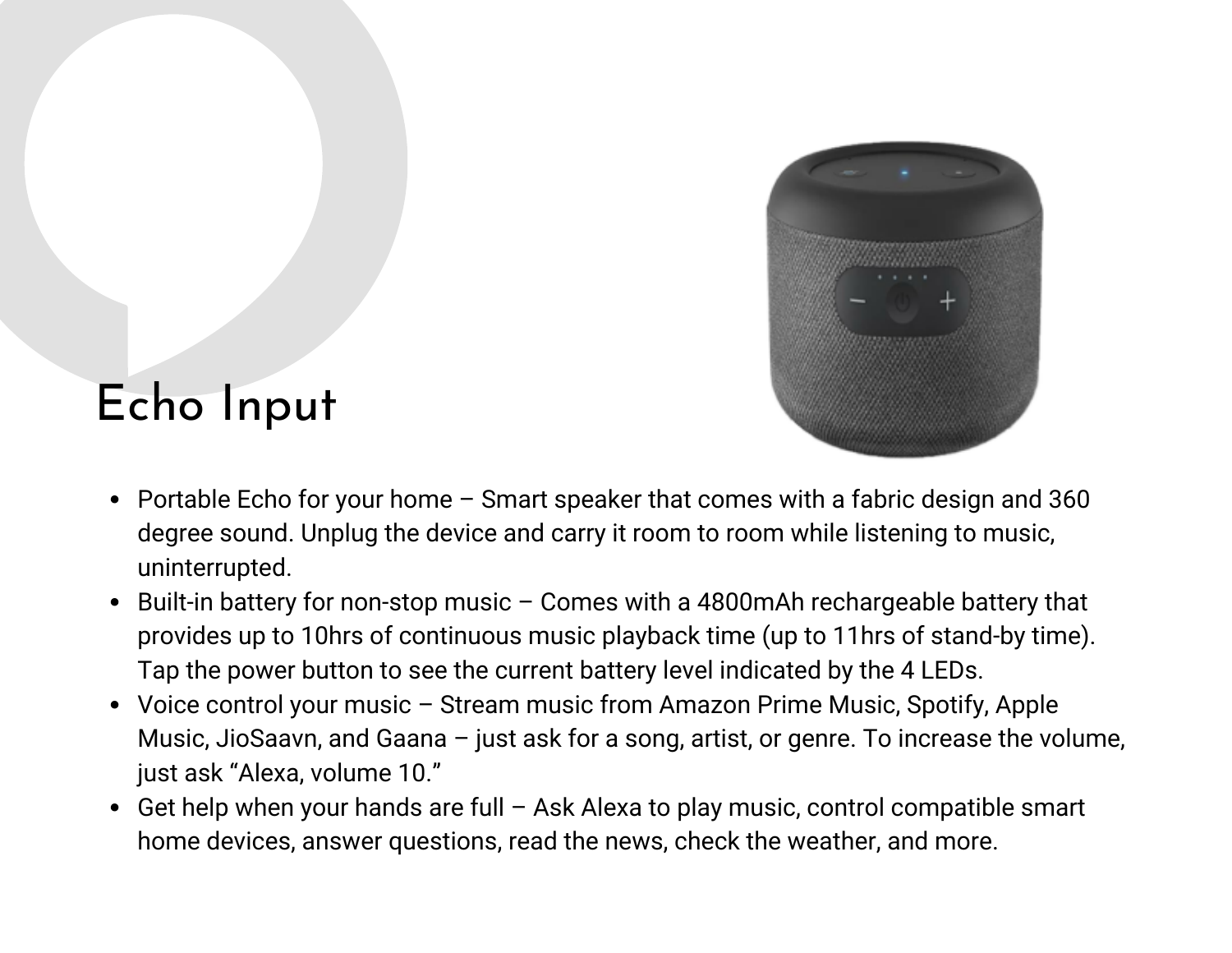# Echo Input

- Portable Echo for your home – Smart speaker that comes with a fabric design and 360 degree sound. Unplug the device and carry it room to room while listening to music, uninterrupted.
- Built-in battery for non-stop music – Comes with a 4800mAh rechargeable battery that provides up to 10hrs of continuous music playback time (up to 11hrs of stand-by time). Tap the power button to see the current battery level indicated by the 4 LEDs.
- Voice control your music – Stream music from Amazon Prime Music, Spotify, Apple Music, JioSaavn, and Gaana – just ask for a song, artist, or genre. To increase the volume, just ask “Alexa, volume 10.”
- Get help when your hands are full – Ask Alexa to play music, control compatible smart home devices, answer questions, read the news, check the weather, and more.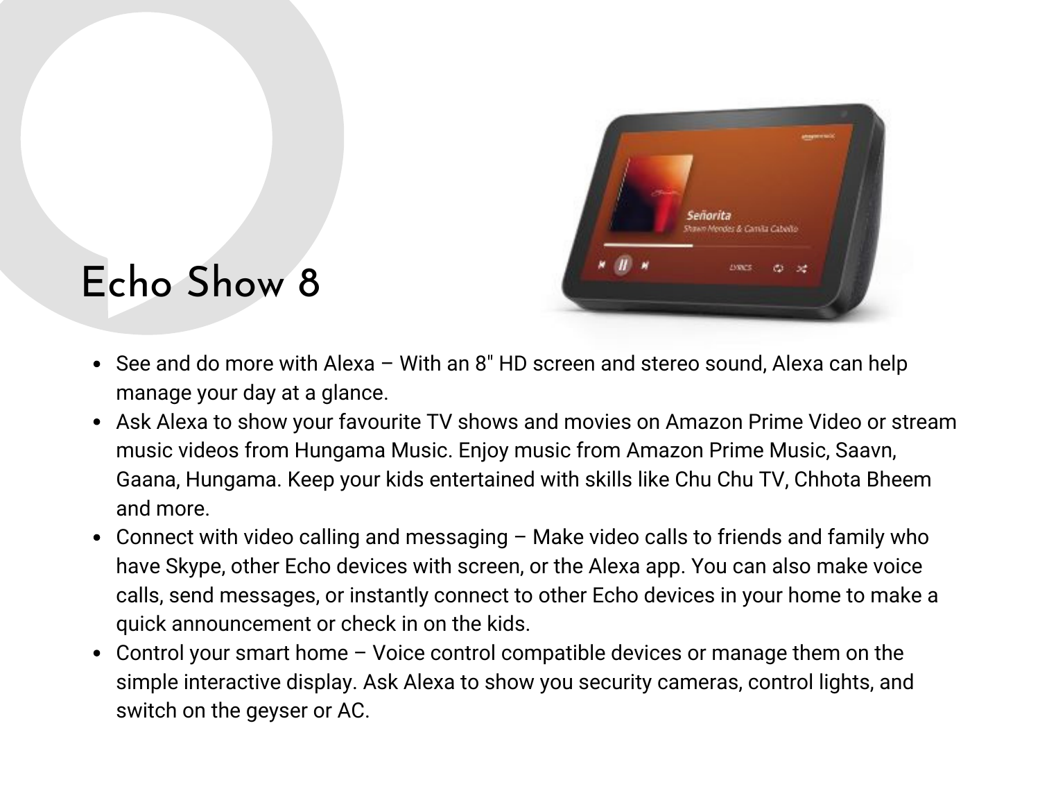# Echo Show 8

- See and do more with Alexa – With an 8" HD screen and stereo sound, Alexa can help manage your day at a glance.
- Ask Alexa to show your favourite TV shows and movies on Amazon Prime Video or stream music videos from Hungama Music. Enjoy music from Amazon Prime Music, Saavn, Gaana, Hungama. Keep your kids entertained with skills like Chu Chu TV, Chhota Bheem and more.
- Connect with video calling and messaging – Make video calls to friends and family who have Skype, other Echo devices with screen, or the Alexa app. You can also make voice calls, send messages, or instantly connect to other Echo devices in your home to make a quick announcement or check in on the kids.
- Control your smart home – Voice control compatible devices or manage them on the simple interactive display. Ask Alexa to show you security cameras, control lights, and switch on the geyser or AC.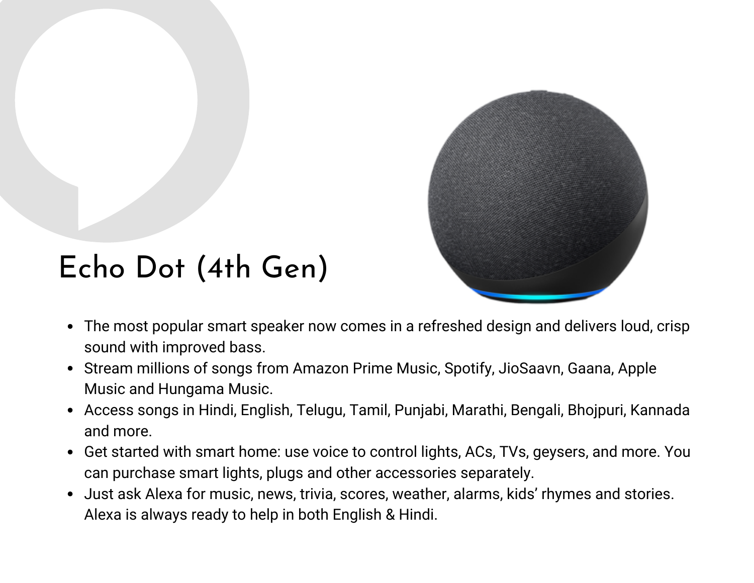# Echo Dot (4th Gen)

- The most popular smart speaker now comes in a refreshed design and delivers loud, crisp sound with improved bass.
- Stream millions of songs from Amazon Prime Music, Spotify, JioSaavn, Gaana, Apple Music and Hungama Music.
- Access songs in Hindi, English, Telugu, Tamil, Punjabi, Marathi, Bengali, Bhojpuri, Kannada and more.
- Get started with smart home: use voice to control lights, ACs, TVs, geysers, and more. You can purchase smart lights, plugs and other accessories separately.
- Just ask Alexa for music, news, trivia, scores, weather, alarms, kids' rhymes and stories. Alexa is always ready to help in both English & Hindi.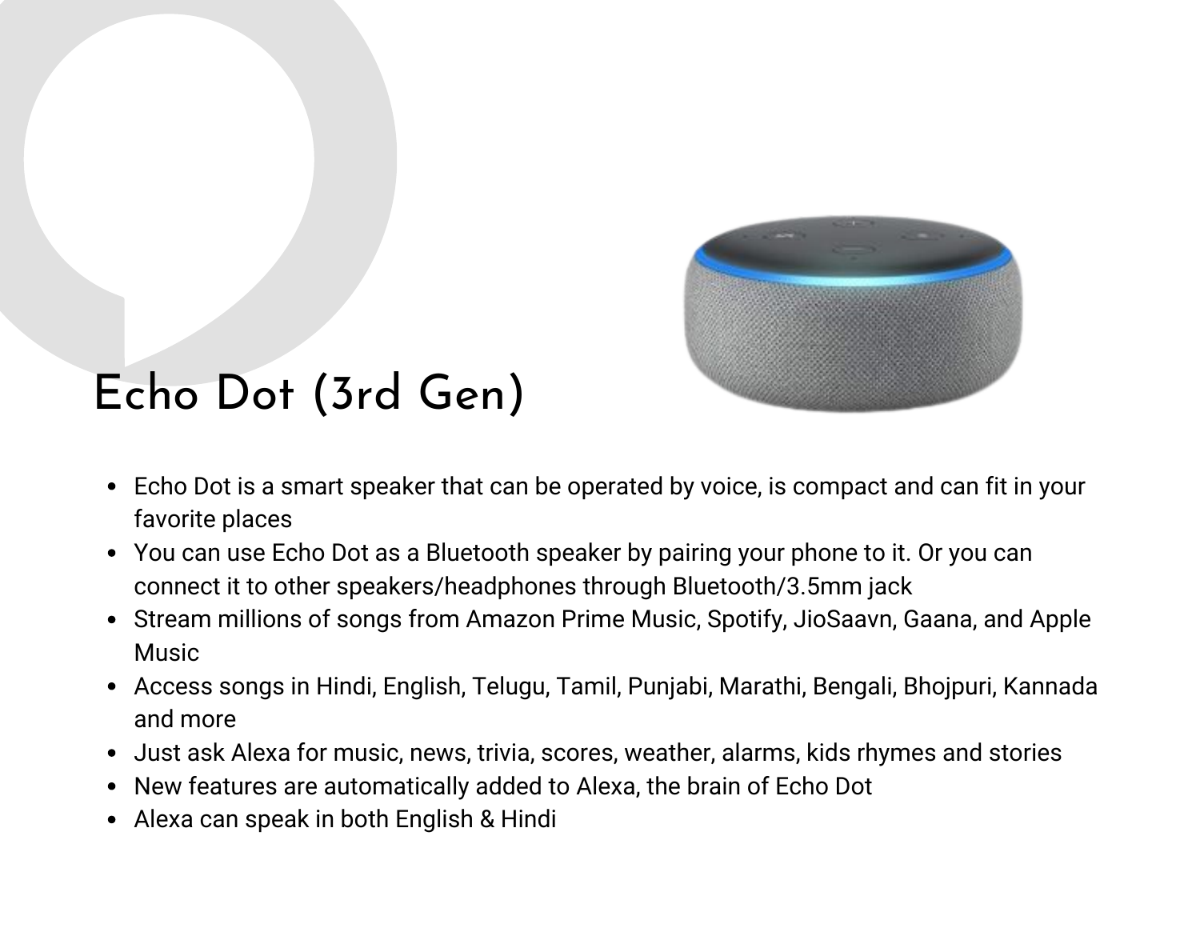# Echo Dot (3rd Gen)

- Echo Dot is a smart speaker that can be operated by voice, is compact and can fit in your favorite places
- You can use Echo Dot as a Bluetooth speaker by pairing your phone to it. Or you can connect it to other speakers/headphones through Bluetooth/3.5mm jack
- Stream millions of songs from Amazon Prime Music, Spotify, JioSaavn, Gaana, and Apple Music
- Access songs in Hindi, English, Telugu, Tamil, Punjabi, Marathi, Bengali, Bhojpuri, Kannada and more
- Just ask Alexa for music, news, trivia, scores, weather, alarms, kids rhymes and stories
- New features are automatically added to Alexa, the brain of Echo Dot
- Alexa can speak in both English & Hindi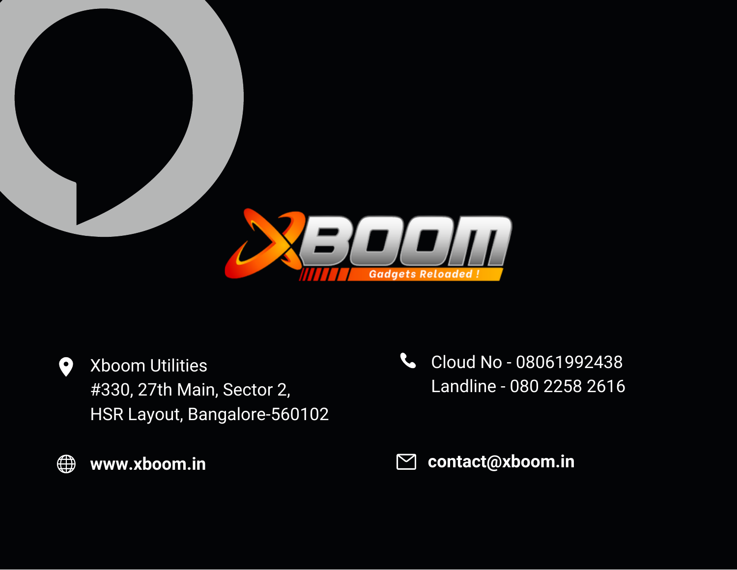XBOOM

Gadgets Reloaded !

Xboom Utilities
#330, 27th Main, Sector 2,
HSR Layout, Bangalore-560102

Cloud No - 08061992438
Landline - 080 2258 2616

**www.xboom.in**

**contact@xboom.in**